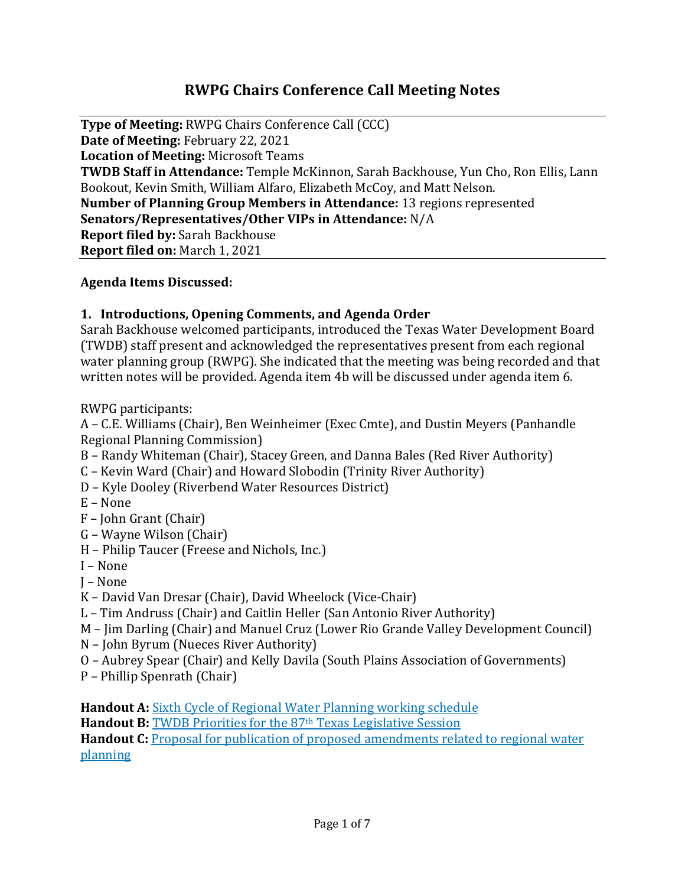# RWPG Chairs Conference Call Meeting Notes

**Type of Meeting:** RWPG Chairs Conference Call (CCC)
**Date of Meeting:** February 22, 2021
**Location of Meeting:** Microsoft Teams
**TWDB Staff in Attendance:** Temple McKinnon, Sarah Backhouse, Yun Cho, Ron Ellis, Lann Bookout, Kevin Smith, William Alfaro, Elizabeth McCoy, and Matt Nelson.
**Number of Planning Group Members in Attendance:** 13 regions represented
**Senators/Representatives/Other VIPs in Attendance:** N/A
**Report filed by:** Sarah Backhouse
**Report filed on:** March 1, 2021

**Agenda Items Discussed:**

### 1. Introductions, Opening Comments, and Agenda Order

Sarah Backhouse welcomed participants, introduced the Texas Water Development Board (TWDB) staff present and acknowledged the representatives present from each regional water planning group (RWPG). She indicated that the meeting was being recorded and that written notes will be provided. Agenda item 4b will be discussed under agenda item 6.

RWPG participants:

A – C.E. Williams (Chair), Ben Weinheimer (Exec Cmte), and Dustin Meyers (Panhandle Regional Planning Commission)
B – Randy Whiteman (Chair), Stacey Green, and Danna Bales (Red River Authority)
C – Kevin Ward (Chair) and Howard Slobodin (Trinity River Authority)
D – Kyle Dooley (Riverbend Water Resources District)
E – None
F – John Grant (Chair)
G – Wayne Wilson (Chair)
H – Philip Taucer (Freese and Nichols, Inc.)
I – None
J – None
K – David Van Dresar (Chair), David Wheelock (Vice-Chair)
L – Tim Andruss (Chair) and Caitlin Heller (San Antonio River Authority)
M – Jim Darling (Chair) and Manuel Cruz (Lower Rio Grande Valley Development Council)
N – John Byrum (Nueces River Authority)
O – Aubrey Spear (Chair) and Kelly Davila (South Plains Association of Governments)
P – Phillip Spenrath (Chair)

**Handout A:** Sixth Cycle of Regional Water Planning working schedule
**Handout B:** TWDB Priorities for the 87th Texas Legislative Session
**Handout C:** Proposal for publication of proposed amendments related to regional water planning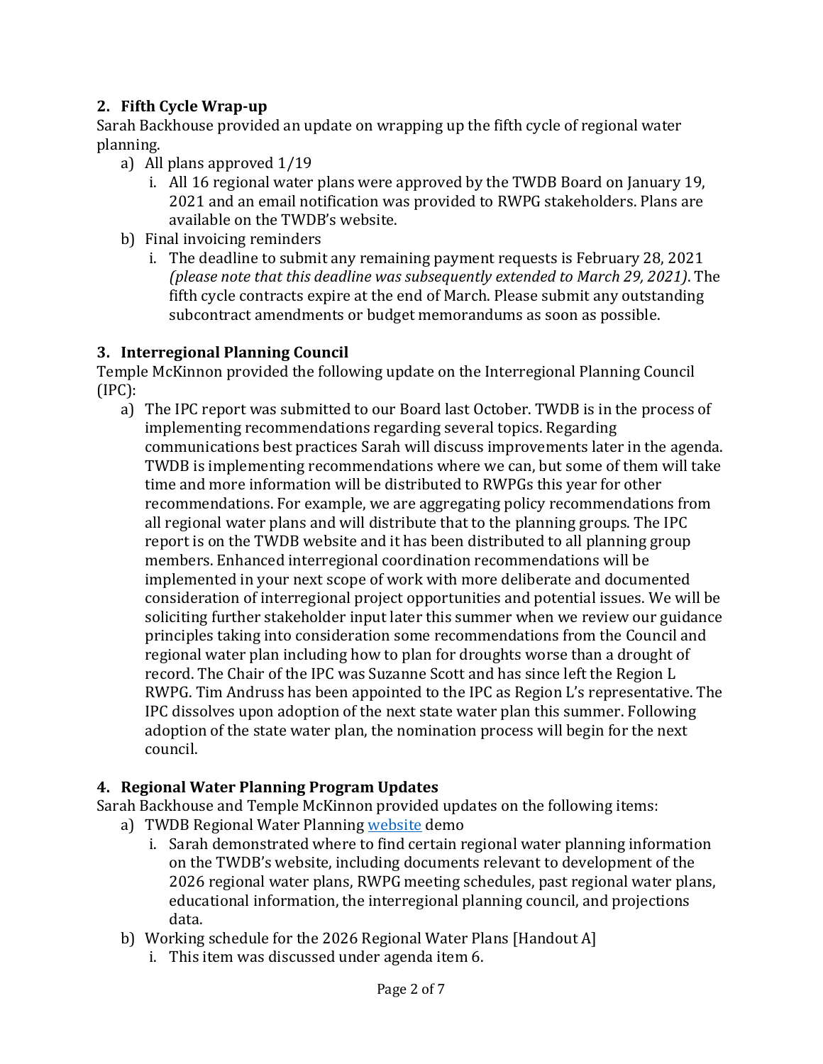## 2. Fifth Cycle Wrap-up

Sarah Backhouse provided an update on wrapping up the fifth cycle of regional water planning.

a) All plans approved 1/19
   i. All 16 regional water plans were approved by the TWDB Board on January 19, 2021 and an email notification was provided to RWPG stakeholders. Plans are available on the TWDB's website.

b) Final invoicing reminders
   i. The deadline to submit any remaining payment requests is February 28, 2021 *(please note that this deadline was subsequently extended to March 29, 2021)*. The fifth cycle contracts expire at the end of March. Please submit any outstanding subcontract amendments or budget memorandums as soon as possible.

## 3. Interregional Planning Council

Temple McKinnon provided the following update on the Interregional Planning Council (IPC):

a) The IPC report was submitted to our Board last October. TWDB is in the process of implementing recommendations regarding several topics. Regarding communications best practices Sarah will discuss improvements later in the agenda. TWDB is implementing recommendations where we can, but some of them will take time and more information will be distributed to RWPGs this year for other recommendations. For example, we are aggregating policy recommendations from all regional water plans and will distribute that to the planning groups. The IPC report is on the TWDB website and it has been distributed to all planning group members. Enhanced interregional coordination recommendations will be implemented in your next scope of work with more deliberate and documented consideration of interregional project opportunities and potential issues. We will be soliciting further stakeholder input later this summer when we review our guidance principles taking into consideration some recommendations from the Council and regional water plan including how to plan for droughts worse than a drought of record. The Chair of the IPC was Suzanne Scott and has since left the Region L RWPG. Tim Andruss has been appointed to the IPC as Region L's representative. The IPC dissolves upon adoption of the next state water plan this summer. Following adoption of the state water plan, the nomination process will begin for the next council.

## 4. Regional Water Planning Program Updates

Sarah Backhouse and Temple McKinnon provided updates on the following items:

a) TWDB Regional Water Planning website demo
   i. Sarah demonstrated where to find certain regional water planning information on the TWDB's website, including documents relevant to development of the 2026 regional water plans, RWPG meeting schedules, past regional water plans, educational information, the interregional planning council, and projections data.

b) Working schedule for the 2026 Regional Water Plans [Handout A]
   i. This item was discussed under agenda item 6.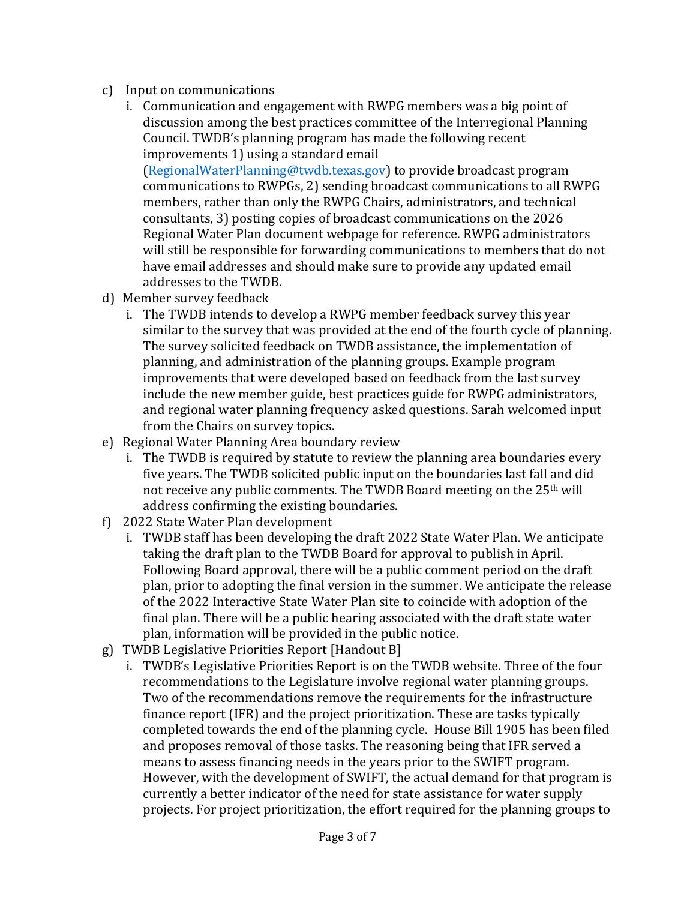c) Input on communications

   i. Communication and engagement with RWPG members was a big point of discussion among the best practices committee of the Interregional Planning Council. TWDB's planning program has made the following recent improvements 1) using a standard email ([RegionalWaterPlanning@twdb.texas.gov](mailto:RegionalWaterPlanning@twdb.texas.gov)) to provide broadcast program communications to RWPGs, 2) sending broadcast communications to all RWPG members, rather than only the RWPG Chairs, administrators, and technical consultants, 3) posting copies of broadcast communications on the 2026 Regional Water Plan document webpage for reference. RWPG administrators will still be responsible for forwarding communications to members that do not have email addresses and should make sure to provide any updated email addresses to the TWDB.

d) Member survey feedback

   i. The TWDB intends to develop a RWPG member feedback survey this year similar to the survey that was provided at the end of the fourth cycle of planning. The survey solicited feedback on TWDB assistance, the implementation of planning, and administration of the planning groups. Example program improvements that were developed based on feedback from the last survey include the new member guide, best practices guide for RWPG administrators, and regional water planning frequency asked questions. Sarah welcomed input from the Chairs on survey topics.

e) Regional Water Planning Area boundary review

   i. The TWDB is required by statute to review the planning area boundaries every five years. The TWDB solicited public input on the boundaries last fall and did not receive any public comments. The TWDB Board meeting on the 25th will address confirming the existing boundaries.

f) 2022 State Water Plan development

   i. TWDB staff has been developing the draft 2022 State Water Plan. We anticipate taking the draft plan to the TWDB Board for approval to publish in April. Following Board approval, there will be a public comment period on the draft plan, prior to adopting the final version in the summer. We anticipate the release of the 2022 Interactive State Water Plan site to coincide with adoption of the final plan. There will be a public hearing associated with the draft state water plan, information will be provided in the public notice.

g) TWDB Legislative Priorities Report [Handout B]

   i. TWDB's Legislative Priorities Report is on the TWDB website. Three of the four recommendations to the Legislature involve regional water planning groups. Two of the recommendations remove the requirements for the infrastructure finance report (IFR) and the project prioritization. These are tasks typically completed towards the end of the planning cycle. House Bill 1905 has been filed and proposes removal of those tasks. The reasoning being that IFR served a means to assess financing needs in the years prior to the SWIFT program. However, with the development of SWIFT, the actual demand for that program is currently a better indicator of the need for state assistance for water supply projects. For project prioritization, the effort required for the planning groups to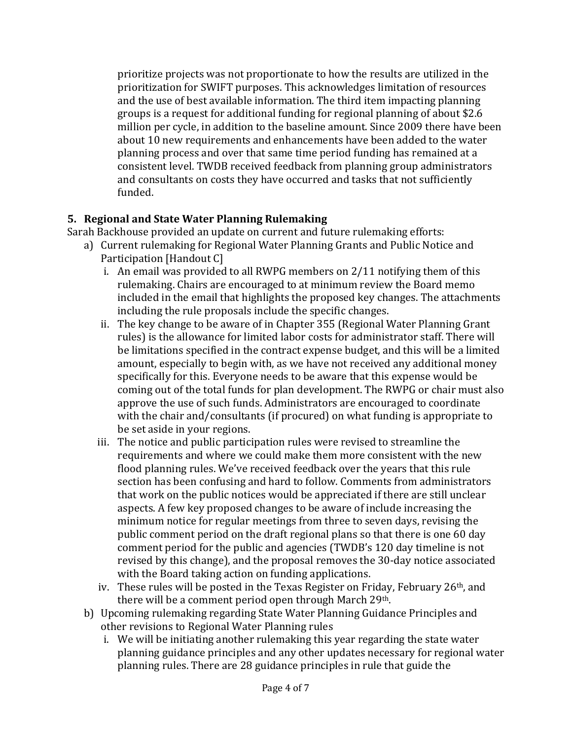prioritize projects was not proportionate to how the results are utilized in the prioritization for SWIFT purposes. This acknowledges limitation of resources and the use of best available information. The third item impacting planning groups is a request for additional funding for regional planning of about $2.6 million per cycle, in addition to the baseline amount. Since 2009 there have been about 10 new requirements and enhancements have been added to the water planning process and over that same time period funding has remained at a consistent level. TWDB received feedback from planning group administrators and consultants on costs they have occurred and tasks that not sufficiently funded.

## 5. Regional and State Water Planning Rulemaking

Sarah Backhouse provided an update on current and future rulemaking efforts:

a) Current rulemaking for Regional Water Planning Grants and Public Notice and Participation [Handout C]
   i. An email was provided to all RWPG members on 2/11 notifying them of this rulemaking. Chairs are encouraged to at minimum review the Board memo included in the email that highlights the proposed key changes. The attachments including the rule proposals include the specific changes.
   ii. The key change to be aware of in Chapter 355 (Regional Water Planning Grant rules) is the allowance for limited labor costs for administrator staff. There will be limitations specified in the contract expense budget, and this will be a limited amount, especially to begin with, as we have not received any additional money specifically for this. Everyone needs to be aware that this expense would be coming out of the total funds for plan development. The RWPG or chair must also approve the use of such funds. Administrators are encouraged to coordinate with the chair and/consultants (if procured) on what funding is appropriate to be set aside in your regions.
   iii. The notice and public participation rules were revised to streamline the requirements and where we could make them more consistent with the new flood planning rules. We've received feedback over the years that this rule section has been confusing and hard to follow. Comments from administrators that work on the public notices would be appreciated if there are still unclear aspects. A few key proposed changes to be aware of include increasing the minimum notice for regular meetings from three to seven days, revising the public comment period on the draft regional plans so that there is one 60 day comment period for the public and agencies (TWDB's 120 day timeline is not revised by this change), and the proposal removes the 30-day notice associated with the Board taking action on funding applications.
   iv. These rules will be posted in the Texas Register on Friday, February 26th, and there will be a comment period open through March 29th.

b) Upcoming rulemaking regarding State Water Planning Guidance Principles and other revisions to Regional Water Planning rules
   i. We will be initiating another rulemaking this year regarding the state water planning guidance principles and any other updates necessary for regional water planning rules. There are 28 guidance principles in rule that guide the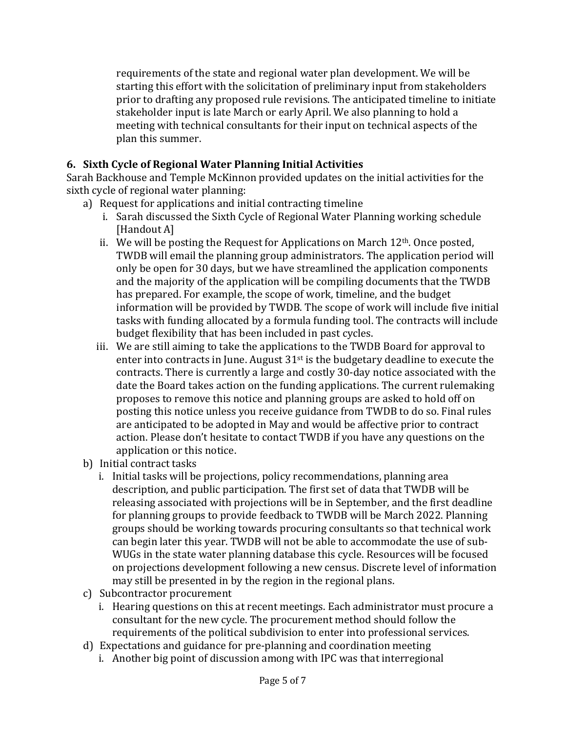requirements of the state and regional water plan development. We will be starting this effort with the solicitation of preliminary input from stakeholders prior to drafting any proposed rule revisions. The anticipated timeline to initiate stakeholder input is late March or early April. We also planning to hold a meeting with technical consultants for their input on technical aspects of the plan this summer.

## 6. Sixth Cycle of Regional Water Planning Initial Activities

Sarah Backhouse and Temple McKinnon provided updates on the initial activities for the sixth cycle of regional water planning:

a) Request for applications and initial contracting timeline
   i. Sarah discussed the Sixth Cycle of Regional Water Planning working schedule [Handout A]
   ii. We will be posting the Request for Applications on March 12th. Once posted, TWDB will email the planning group administrators. The application period will only be open for 30 days, but we have streamlined the application components and the majority of the application will be compiling documents that the TWDB has prepared. For example, the scope of work, timeline, and the budget information will be provided by TWDB. The scope of work will include five initial tasks with funding allocated by a formula funding tool. The contracts will include budget flexibility that has been included in past cycles.
   iii. We are still aiming to take the applications to the TWDB Board for approval to enter into contracts in June. August 31st is the budgetary deadline to execute the contracts. There is currently a large and costly 30-day notice associated with the date the Board takes action on the funding applications. The current rulemaking proposes to remove this notice and planning groups are asked to hold off on posting this notice unless you receive guidance from TWDB to do so. Final rules are anticipated to be adopted in May and would be affective prior to contract action. Please don't hesitate to contact TWDB if you have any questions on the application or this notice.

b) Initial contract tasks
   i. Initial tasks will be projections, policy recommendations, planning area description, and public participation. The first set of data that TWDB will be releasing associated with projections will be in September, and the first deadline for planning groups to provide feedback to TWDB will be March 2022. Planning groups should be working towards procuring consultants so that technical work can begin later this year. TWDB will not be able to accommodate the use of sub-WUGs in the state water planning database this cycle. Resources will be focused on projections development following a new census. Discrete level of information may still be presented in by the region in the regional plans.

c) Subcontractor procurement
   i. Hearing questions on this at recent meetings. Each administrator must procure a consultant for the new cycle. The procurement method should follow the requirements of the political subdivision to enter into professional services.

d) Expectations and guidance for pre-planning and coordination meeting
   i. Another big point of discussion among with IPC was that interregional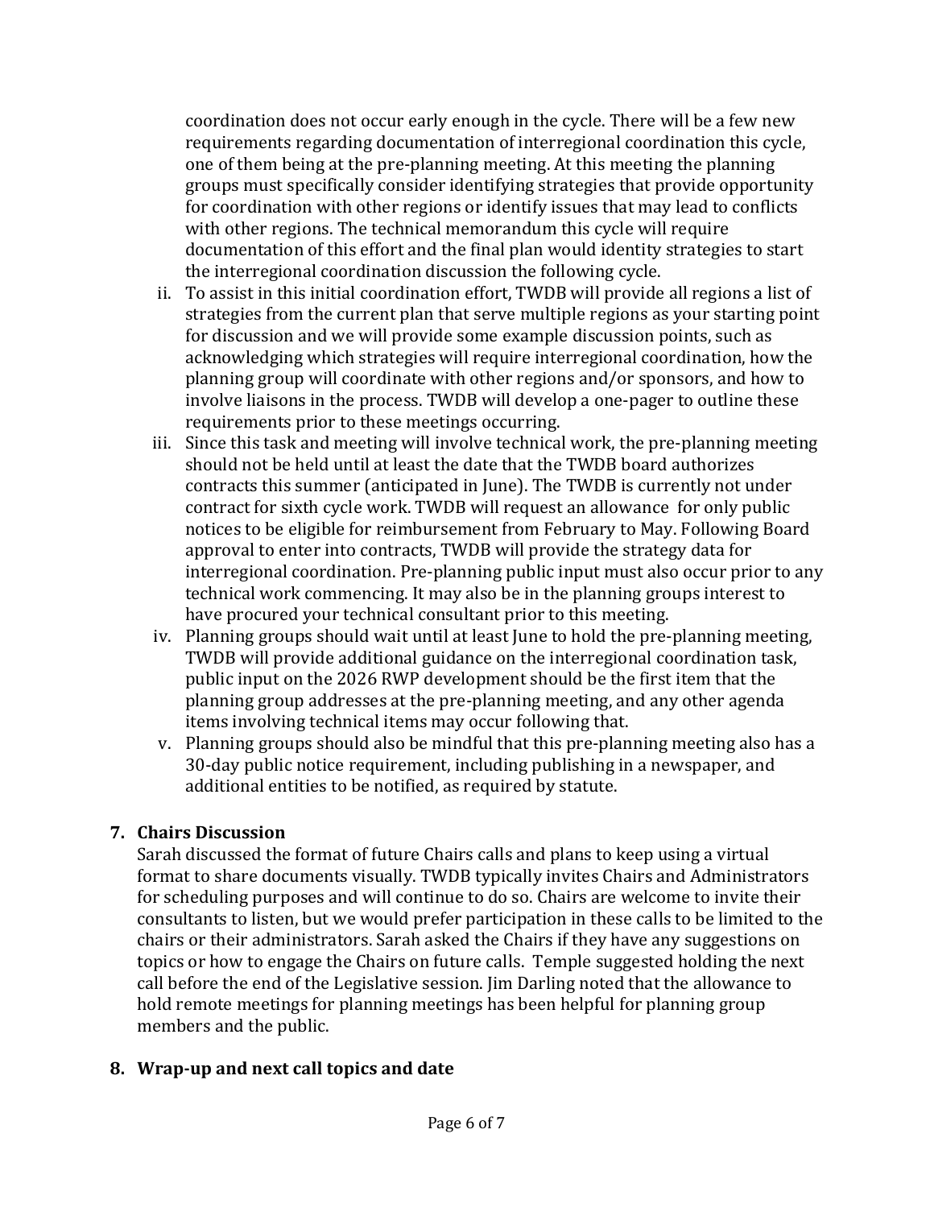coordination does not occur early enough in the cycle. There will be a few new requirements regarding documentation of interregional coordination this cycle, one of them being at the pre-planning meeting. At this meeting the planning groups must specifically consider identifying strategies that provide opportunity for coordination with other regions or identify issues that may lead to conflicts with other regions. The technical memorandum this cycle will require documentation of this effort and the final plan would identity strategies to start the interregional coordination discussion the following cycle.

ii. To assist in this initial coordination effort, TWDB will provide all regions a list of strategies from the current plan that serve multiple regions as your starting point for discussion and we will provide some example discussion points, such as acknowledging which strategies will require interregional coordination, how the planning group will coordinate with other regions and/or sponsors, and how to involve liaisons in the process. TWDB will develop a one-pager to outline these requirements prior to these meetings occurring.

iii. Since this task and meeting will involve technical work, the pre-planning meeting should not be held until at least the date that the TWDB board authorizes contracts this summer (anticipated in June). The TWDB is currently not under contract for sixth cycle work. TWDB will request an allowance for only public notices to be eligible for reimbursement from February to May. Following Board approval to enter into contracts, TWDB will provide the strategy data for interregional coordination. Pre-planning public input must also occur prior to any technical work commencing. It may also be in the planning groups interest to have procured your technical consultant prior to this meeting.

iv. Planning groups should wait until at least June to hold the pre-planning meeting, TWDB will provide additional guidance on the interregional coordination task, public input on the 2026 RWP development should be the first item that the planning group addresses at the pre-planning meeting, and any other agenda items involving technical items may occur following that.

v. Planning groups should also be mindful that this pre-planning meeting also has a 30-day public notice requirement, including publishing in a newspaper, and additional entities to be notified, as required by statute.

## 7. Chairs Discussion

Sarah discussed the format of future Chairs calls and plans to keep using a virtual format to share documents visually. TWDB typically invites Chairs and Administrators for scheduling purposes and will continue to do so. Chairs are welcome to invite their consultants to listen, but we would prefer participation in these calls to be limited to the chairs or their administrators. Sarah asked the Chairs if they have any suggestions on topics or how to engage the Chairs on future calls. Temple suggested holding the next call before the end of the Legislative session. Jim Darling noted that the allowance to hold remote meetings for planning meetings has been helpful for planning group members and the public.

## 8. Wrap-up and next call topics and date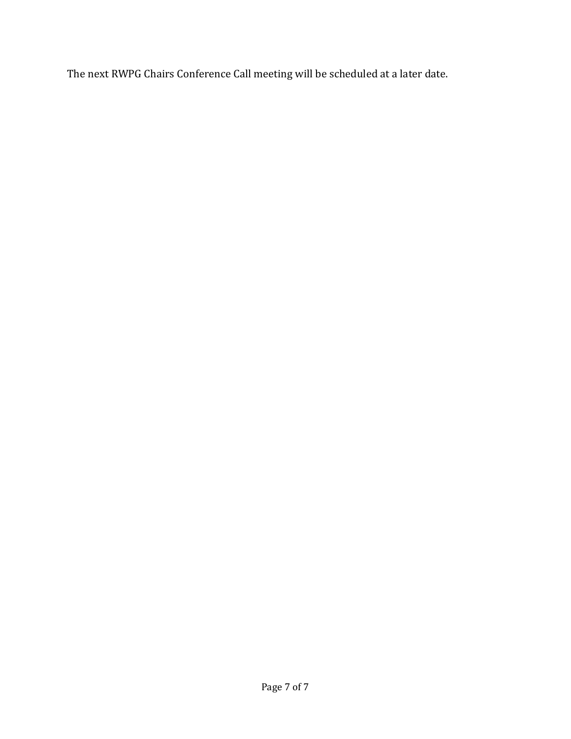The next RWPG Chairs Conference Call meeting will be scheduled at a later date.